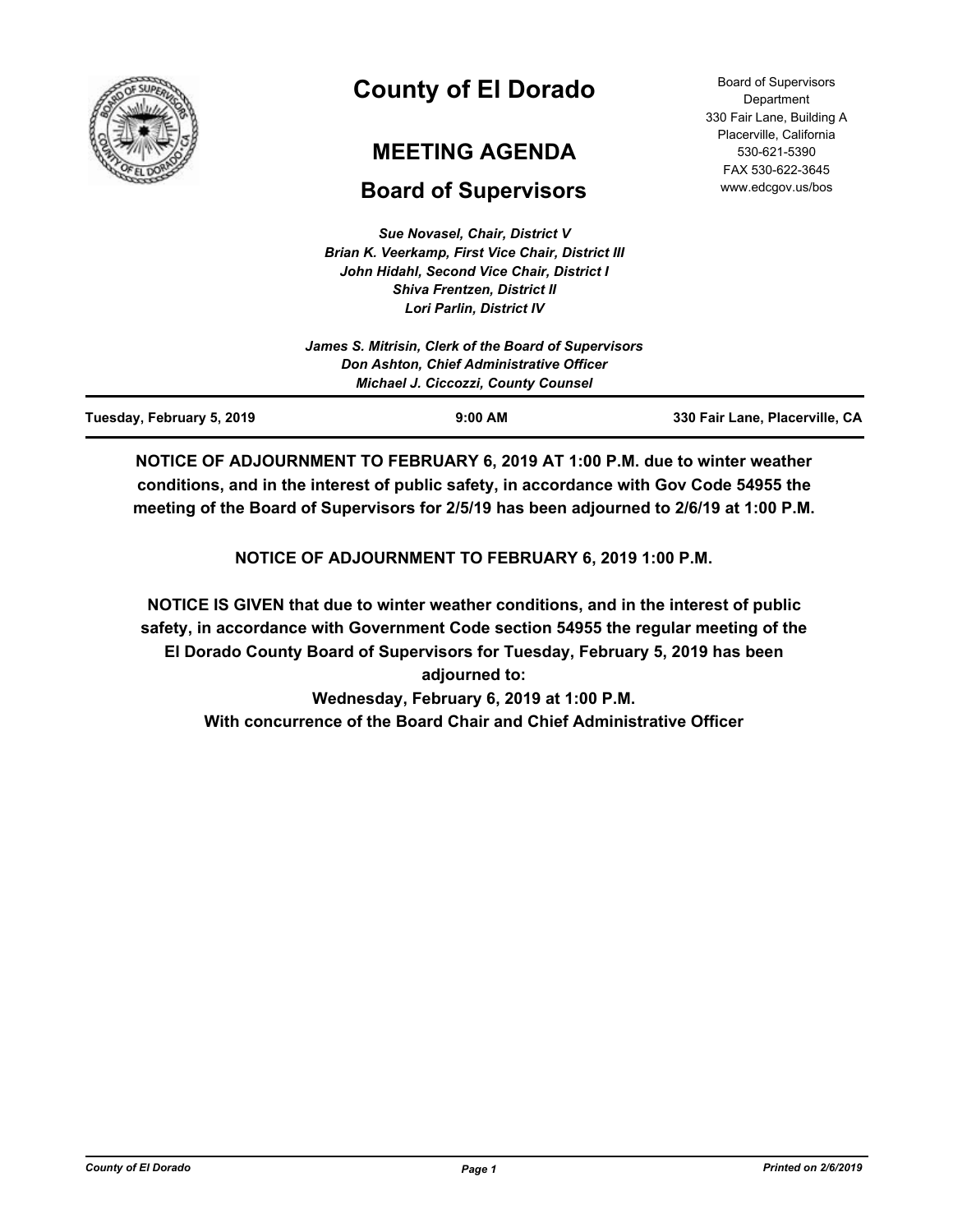# County of El Dorado

## MEETING AGENDA

## Board of Supervisors

Board of Supervisors Department
330 Fair Lane, Building A
Placerville, California
530-621-5390
FAX 530-622-3645
www.edcgov.us/bos

*Sue Novasel, Chair, District V*
*Brian K. Veerkamp, First Vice Chair, District III*
*John Hidahl, Second Vice Chair, District I*
*Shiva Frentzen, District II*
*Lori Parlin, District IV*

*James S. Mitrisin, Clerk of the Board of Supervisors*
*Don Ashton, Chief Administrative Officer*
*Michael J. Ciccozzi, County Counsel*

| Tuesday, February 5, 2019 | 9:00 AM | 330 Fair Lane, Placerville, CA |
|---|---|---|

**NOTICE OF ADJOURNMENT TO FEBRUARY 6, 2019 AT 1:00 P.M. due to winter weather conditions, and in the interest of public safety, in accordance with Gov Code 54955 the meeting of the Board of Supervisors for 2/5/19 has been adjourned to 2/6/19 at 1:00 P.M.**

**NOTICE OF ADJOURNMENT TO FEBRUARY 6, 2019 1:00 P.M.**

**NOTICE IS GIVEN that due to winter weather conditions, and in the interest of public safety, in accordance with Government Code section 54955 the regular meeting of the El Dorado County Board of Supervisors for Tuesday, February 5, 2019 has been adjourned to:**
**Wednesday, February 6, 2019 at 1:00 P.M.**
**With concurrence of the Board Chair and Chief Administrative Officer**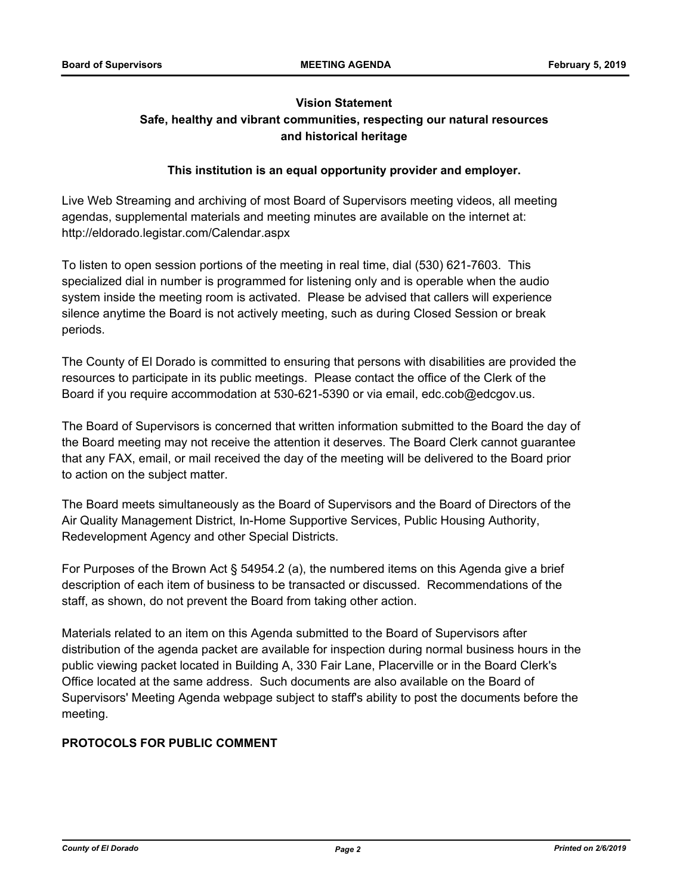**Vision Statement**

**Safe, healthy and vibrant communities, respecting our natural resources and historical heritage**

**This institution is an equal opportunity provider and employer.**

Live Web Streaming and archiving of most Board of Supervisors meeting videos, all meeting agendas, supplemental materials and meeting minutes are available on the internet at: http://eldorado.legistar.com/Calendar.aspx

To listen to open session portions of the meeting in real time, dial (530) 621-7603. This specialized dial in number is programmed for listening only and is operable when the audio system inside the meeting room is activated. Please be advised that callers will experience silence anytime the Board is not actively meeting, such as during Closed Session or break periods.

The County of El Dorado is committed to ensuring that persons with disabilities are provided the resources to participate in its public meetings. Please contact the office of the Clerk of the Board if you require accommodation at 530-621-5390 or via email, edc.cob@edcgov.us.

The Board of Supervisors is concerned that written information submitted to the Board the day of the Board meeting may not receive the attention it deserves. The Board Clerk cannot guarantee that any FAX, email, or mail received the day of the meeting will be delivered to the Board prior to action on the subject matter.

The Board meets simultaneously as the Board of Supervisors and the Board of Directors of the Air Quality Management District, In-Home Supportive Services, Public Housing Authority, Redevelopment Agency and other Special Districts.

For Purposes of the Brown Act § 54954.2 (a), the numbered items on this Agenda give a brief description of each item of business to be transacted or discussed. Recommendations of the staff, as shown, do not prevent the Board from taking other action.

Materials related to an item on this Agenda submitted to the Board of Supervisors after distribution of the agenda packet are available for inspection during normal business hours in the public viewing packet located in Building A, 330 Fair Lane, Placerville or in the Board Clerk's Office located at the same address. Such documents are also available on the Board of Supervisors' Meeting Agenda webpage subject to staff's ability to post the documents before the meeting.

**PROTOCOLS FOR PUBLIC COMMENT**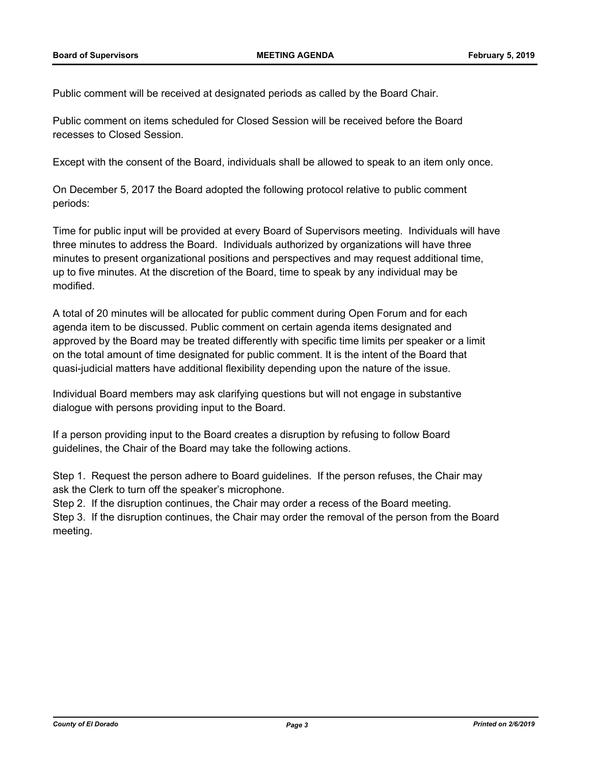Public comment will be received at designated periods as called by the Board Chair.

Public comment on items scheduled for Closed Session will be received before the Board recesses to Closed Session.

Except with the consent of the Board, individuals shall be allowed to speak to an item only once.

On December 5, 2017 the Board adopted the following protocol relative to public comment periods:

Time for public input will be provided at every Board of Supervisors meeting. Individuals will have three minutes to address the Board. Individuals authorized by organizations will have three minutes to present organizational positions and perspectives and may request additional time, up to five minutes. At the discretion of the Board, time to speak by any individual may be modified.

A total of 20 minutes will be allocated for public comment during Open Forum and for each agenda item to be discussed. Public comment on certain agenda items designated and approved by the Board may be treated differently with specific time limits per speaker or a limit on the total amount of time designated for public comment. It is the intent of the Board that quasi-judicial matters have additional flexibility depending upon the nature of the issue.

Individual Board members may ask clarifying questions but will not engage in substantive dialogue with persons providing input to the Board.

If a person providing input to the Board creates a disruption by refusing to follow Board guidelines, the Chair of the Board may take the following actions.

Step 1. Request the person adhere to Board guidelines. If the person refuses, the Chair may ask the Clerk to turn off the speaker's microphone.
Step 2. If the disruption continues, the Chair may order a recess of the Board meeting.
Step 3. If the disruption continues, the Chair may order the removal of the person from the Board meeting.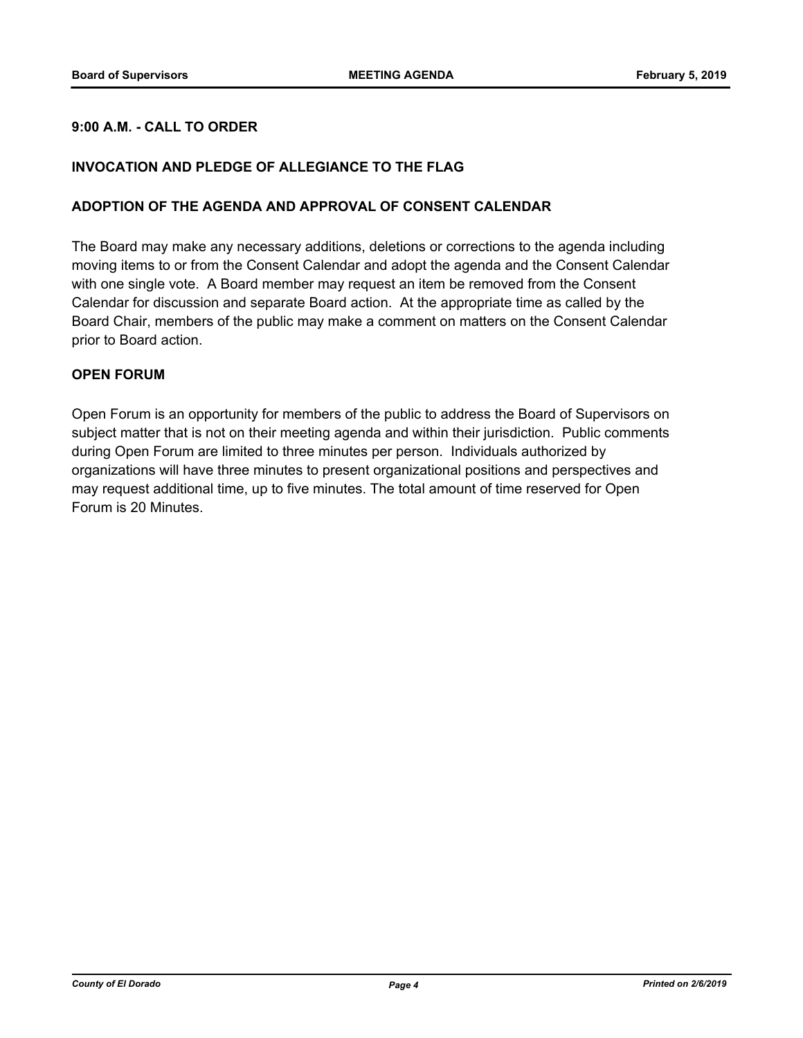## 9:00 A.M. - CALL TO ORDER

## INVOCATION AND PLEDGE OF ALLEGIANCE TO THE FLAG

## ADOPTION OF THE AGENDA AND APPROVAL OF CONSENT CALENDAR

The Board may make any necessary additions, deletions or corrections to the agenda including moving items to or from the Consent Calendar and adopt the agenda and the Consent Calendar with one single vote. A Board member may request an item be removed from the Consent Calendar for discussion and separate Board action. At the appropriate time as called by the Board Chair, members of the public may make a comment on matters on the Consent Calendar prior to Board action.

## OPEN FORUM

Open Forum is an opportunity for members of the public to address the Board of Supervisors on subject matter that is not on their meeting agenda and within their jurisdiction. Public comments during Open Forum are limited to three minutes per person. Individuals authorized by organizations will have three minutes to present organizational positions and perspectives and may request additional time, up to five minutes. The total amount of time reserved for Open Forum is 20 Minutes.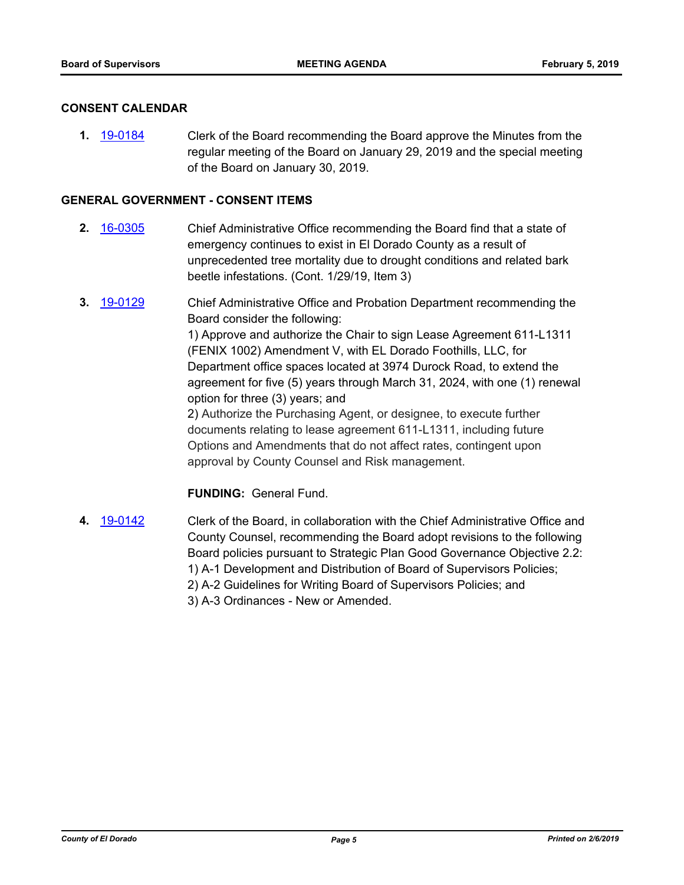## CONSENT CALENDAR

**1.** 19-0184 Clerk of the Board recommending the Board approve the Minutes from the regular meeting of the Board on January 29, 2019 and the special meeting of the Board on January 30, 2019.

## GENERAL GOVERNMENT - CONSENT ITEMS

**2.** 16-0305 Chief Administrative Office recommending the Board find that a state of emergency continues to exist in El Dorado County as a result of unprecedented tree mortality due to drought conditions and related bark beetle infestations. (Cont. 1/29/19, Item 3)

**3.** 19-0129 Chief Administrative Office and Probation Department recommending the Board consider the following:
1) Approve and authorize the Chair to sign Lease Agreement 611-L1311 (FENIX 1002) Amendment V, with EL Dorado Foothills, LLC, for Department office spaces located at 3974 Durock Road, to extend the agreement for five (5) years through March 31, 2024, with one (1) renewal option for three (3) years; and
2) Authorize the Purchasing Agent, or designee, to execute further documents relating to lease agreement 611-L1311, including future Options and Amendments that do not affect rates, contingent upon approval by County Counsel and Risk management.

**FUNDING:** General Fund.

**4.** 19-0142 Clerk of the Board, in collaboration with the Chief Administrative Office and County Counsel, recommending the Board adopt revisions to the following Board policies pursuant to Strategic Plan Good Governance Objective 2.2:
1) A-1 Development and Distribution of Board of Supervisors Policies;
2) A-2 Guidelines for Writing Board of Supervisors Policies; and
3) A-3 Ordinances - New or Amended.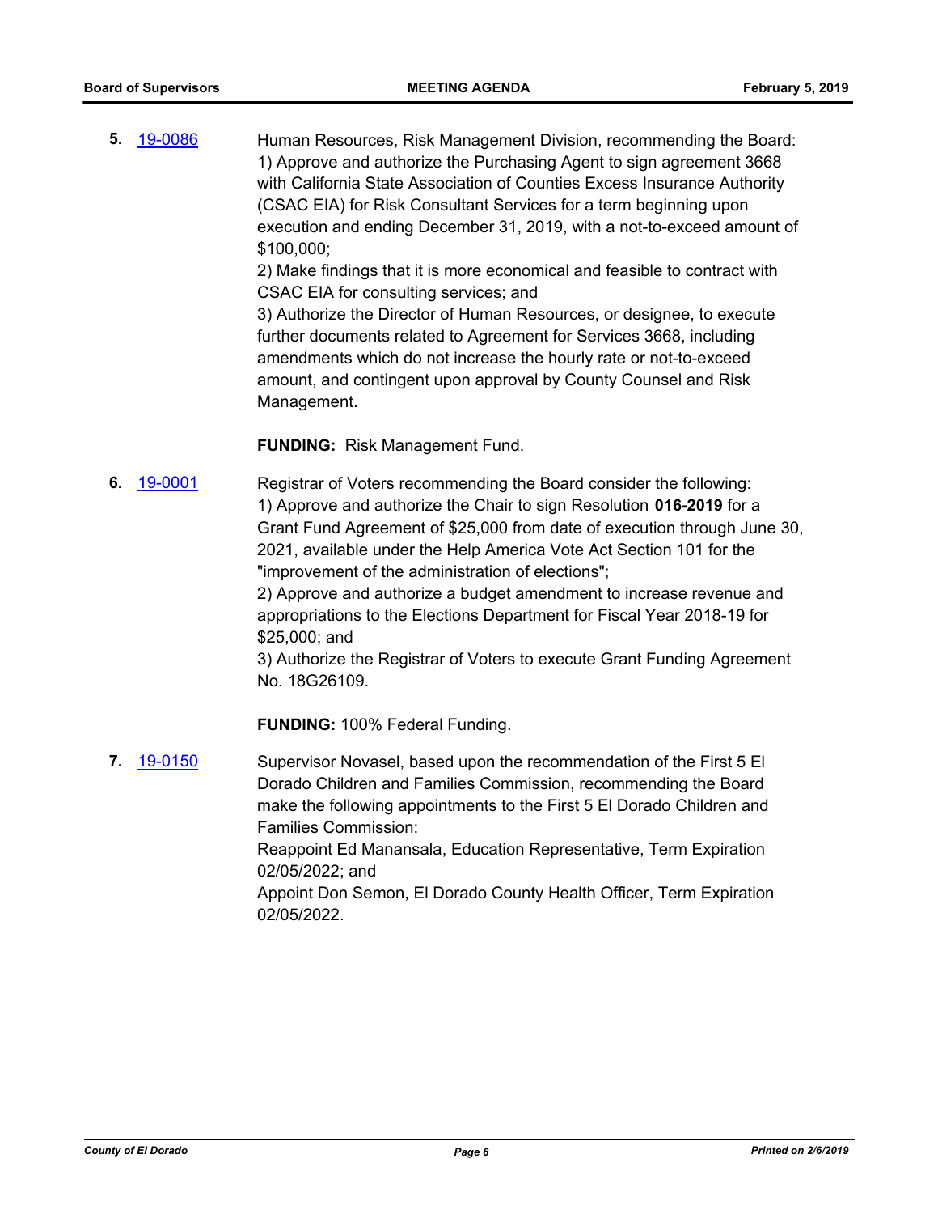**5.** 19-0086

Human Resources, Risk Management Division, recommending the Board:
1) Approve and authorize the Purchasing Agent to sign agreement 3668 with California State Association of Counties Excess Insurance Authority (CSAC EIA) for Risk Consultant Services for a term beginning upon execution and ending December 31, 2019, with a not-to-exceed amount of $100,000;
2) Make findings that it is more economical and feasible to contract with CSAC EIA for consulting services; and
3) Authorize the Director of Human Resources, or designee, to execute further documents related to Agreement for Services 3668, including amendments which do not increase the hourly rate or not-to-exceed amount, and contingent upon approval by County Counsel and Risk Management.

**FUNDING:** Risk Management Fund.

**6.** 19-0001

Registrar of Voters recommending the Board consider the following:
1) Approve and authorize the Chair to sign Resolution **016-2019** for a Grant Fund Agreement of $25,000 from date of execution through June 30, 2021, available under the Help America Vote Act Section 101 for the "improvement of the administration of elections";
2) Approve and authorize a budget amendment to increase revenue and appropriations to the Elections Department for Fiscal Year 2018-19 for $25,000; and
3) Authorize the Registrar of Voters to execute Grant Funding Agreement No. 18G26109.

**FUNDING:** 100% Federal Funding.

**7.** 19-0150

Supervisor Novasel, based upon the recommendation of the First 5 El Dorado Children and Families Commission, recommending the Board make the following appointments to the First 5 El Dorado Children and Families Commission:
Reappoint Ed Manansala, Education Representative, Term Expiration 02/05/2022; and
Appoint Don Semon, El Dorado County Health Officer, Term Expiration 02/05/2022.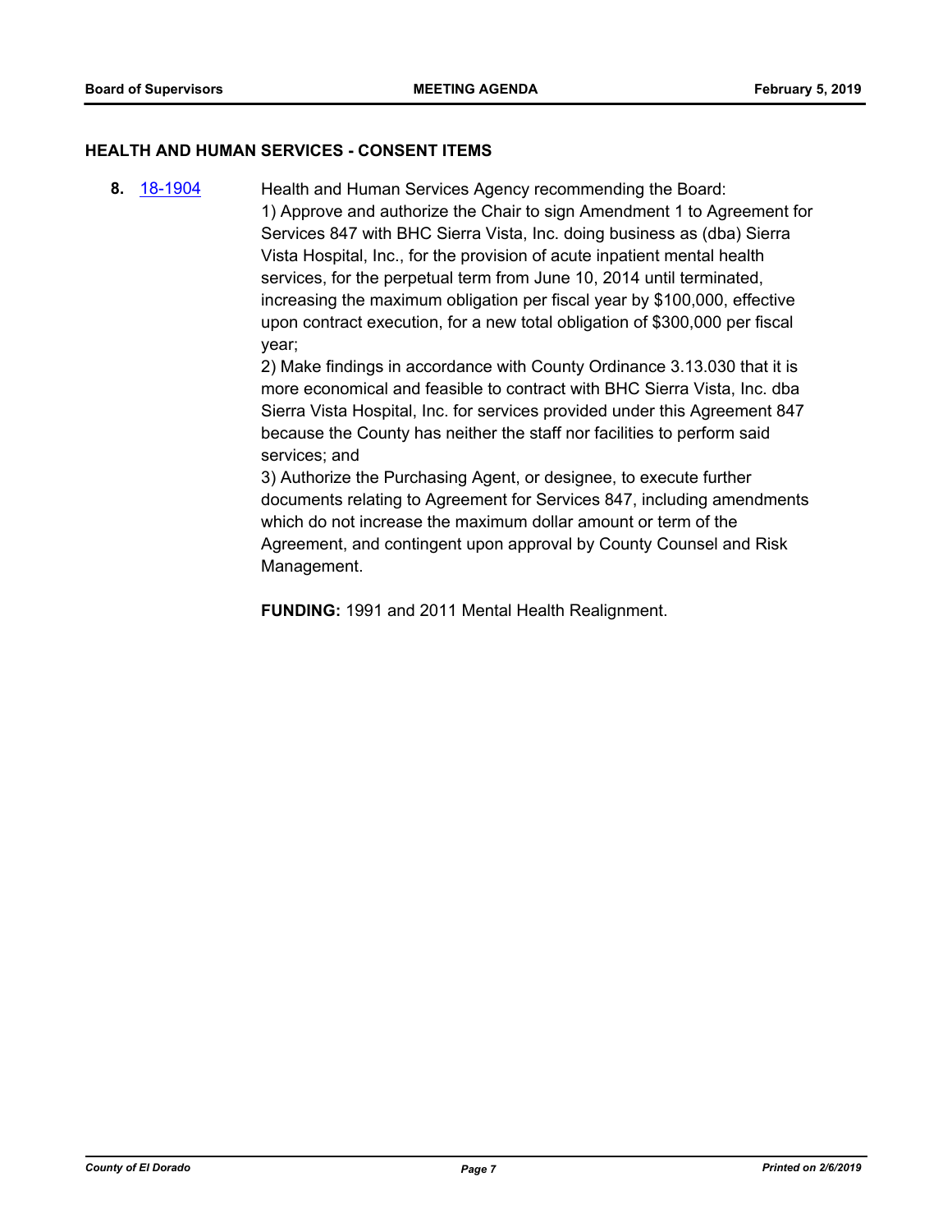## HEALTH AND HUMAN SERVICES - CONSENT ITEMS

**8.** 18-1904 Health and Human Services Agency recommending the Board:

1) Approve and authorize the Chair to sign Amendment 1 to Agreement for Services 847 with BHC Sierra Vista, Inc. doing business as (dba) Sierra Vista Hospital, Inc., for the provision of acute inpatient mental health services, for the perpetual term from June 10, 2014 until terminated, increasing the maximum obligation per fiscal year by $100,000, effective upon contract execution, for a new total obligation of $300,000 per fiscal year;

2) Make findings in accordance with County Ordinance 3.13.030 that it is more economical and feasible to contract with BHC Sierra Vista, Inc. dba Sierra Vista Hospital, Inc. for services provided under this Agreement 847 because the County has neither the staff nor facilities to perform said services; and

3) Authorize the Purchasing Agent, or designee, to execute further documents relating to Agreement for Services 847, including amendments which do not increase the maximum dollar amount or term of the Agreement, and contingent upon approval by County Counsel and Risk Management.

**FUNDING:** 1991 and 2011 Mental Health Realignment.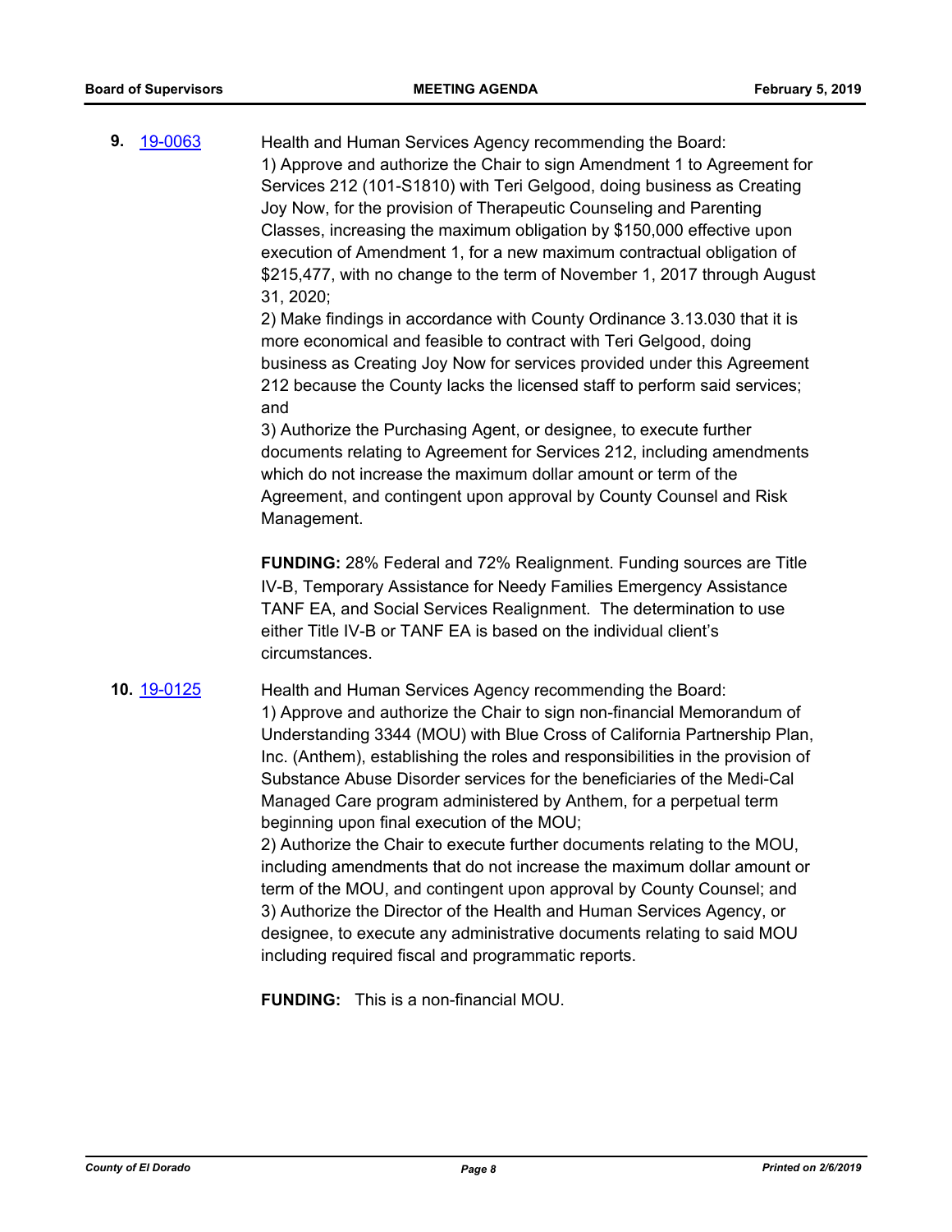**9.** [19-0063](19-0063)

Health and Human Services Agency recommending the Board:
1) Approve and authorize the Chair to sign Amendment 1 to Agreement for Services 212 (101-S1810) with Teri Gelgood, doing business as Creating Joy Now, for the provision of Therapeutic Counseling and Parenting Classes, increasing the maximum obligation by $150,000 effective upon execution of Amendment 1, for a new maximum contractual obligation of $215,477, with no change to the term of November 1, 2017 through August 31, 2020;
2) Make findings in accordance with County Ordinance 3.13.030 that it is more economical and feasible to contract with Teri Gelgood, doing business as Creating Joy Now for services provided under this Agreement 212 because the County lacks the licensed staff to perform said services; and
3) Authorize the Purchasing Agent, or designee, to execute further documents relating to Agreement for Services 212, including amendments which do not increase the maximum dollar amount or term of the Agreement, and contingent upon approval by County Counsel and Risk Management.

**FUNDING:** 28% Federal and 72% Realignment. Funding sources are Title IV-B, Temporary Assistance for Needy Families Emergency Assistance TANF EA, and Social Services Realignment. The determination to use either Title IV-B or TANF EA is based on the individual client's circumstances.

**10.** [19-0125](19-0125)

Health and Human Services Agency recommending the Board:
1) Approve and authorize the Chair to sign non-financial Memorandum of Understanding 3344 (MOU) with Blue Cross of California Partnership Plan, Inc. (Anthem), establishing the roles and responsibilities in the provision of Substance Abuse Disorder services for the beneficiaries of the Medi-Cal Managed Care program administered by Anthem, for a perpetual term beginning upon final execution of the MOU;
2) Authorize the Chair to execute further documents relating to the MOU, including amendments that do not increase the maximum dollar amount or term of the MOU, and contingent upon approval by County Counsel; and
3) Authorize the Director of the Health and Human Services Agency, or designee, to execute any administrative documents relating to said MOU including required fiscal and programmatic reports.

**FUNDING:** This is a non-financial MOU.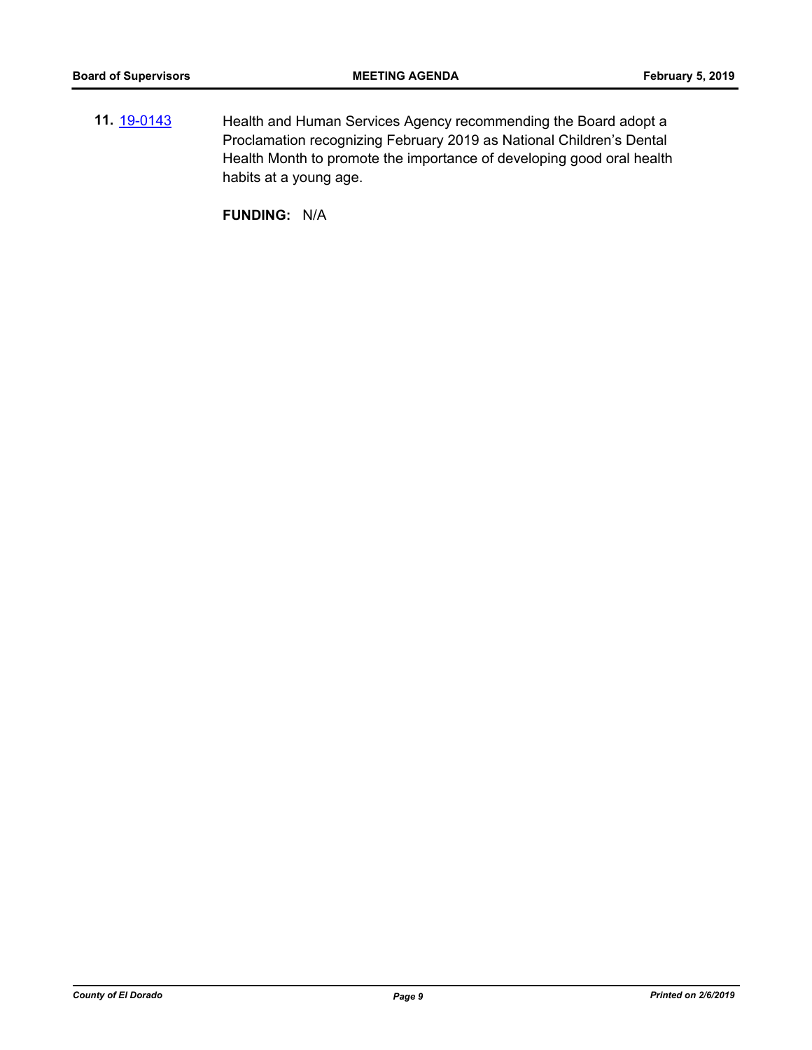**11.** [19-0143](19-0143) Health and Human Services Agency recommending the Board adopt a Proclamation recognizing February 2019 as National Children's Dental Health Month to promote the importance of developing good oral health habits at a young age.

**FUNDING:** N/A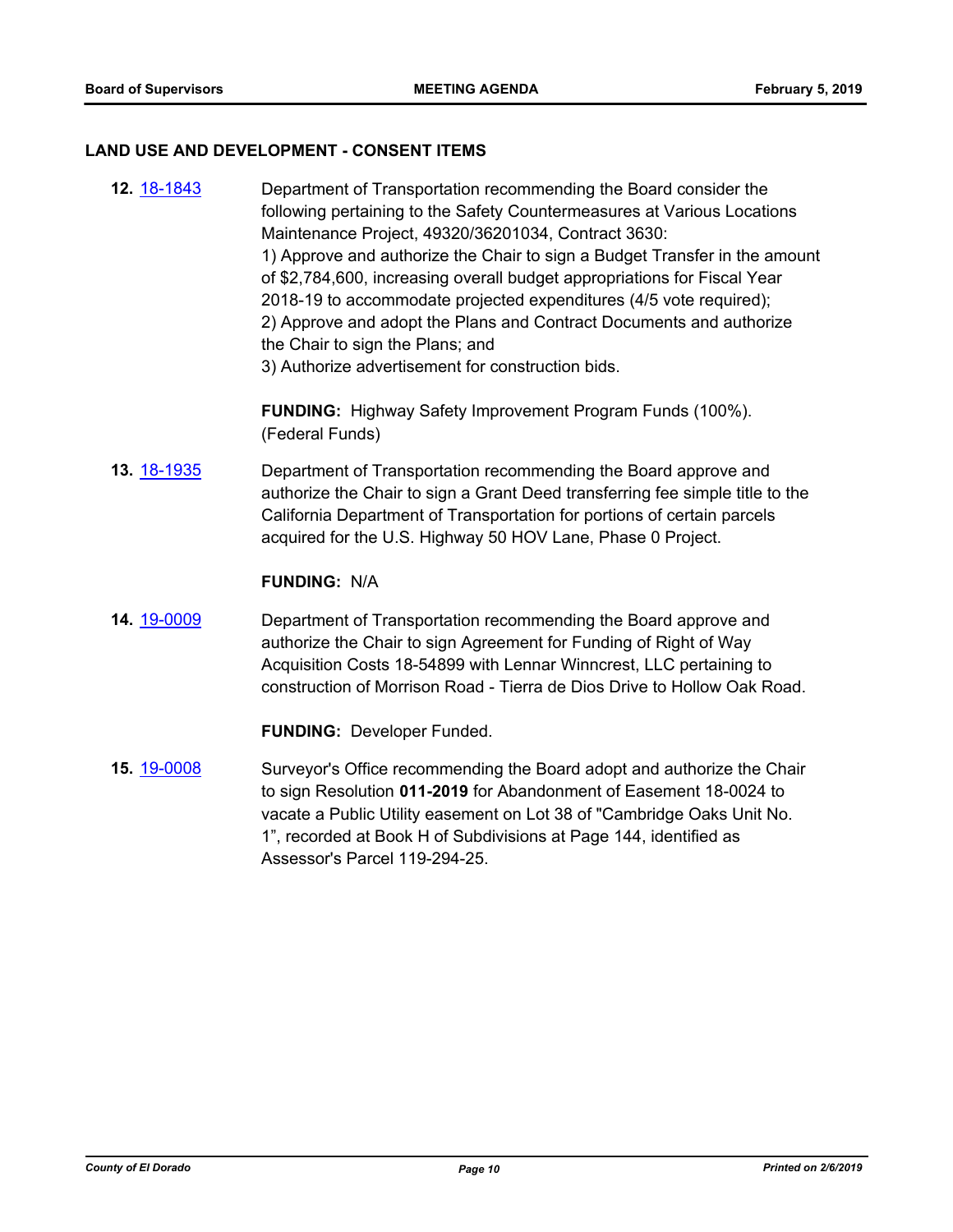## LAND USE AND DEVELOPMENT - CONSENT ITEMS

**12.** [18-1843](#) Department of Transportation recommending the Board consider the following pertaining to the Safety Countermeasures at Various Locations Maintenance Project, 49320/36201034, Contract 3630:
1) Approve and authorize the Chair to sign a Budget Transfer in the amount of $2,784,600, increasing overall budget appropriations for Fiscal Year 2018-19 to accommodate projected expenditures (4/5 vote required);
2) Approve and adopt the Plans and Contract Documents and authorize the Chair to sign the Plans; and
3) Authorize advertisement for construction bids.

**FUNDING:** Highway Safety Improvement Program Funds (100%). (Federal Funds)

**13.** [18-1935](#) Department of Transportation recommending the Board approve and authorize the Chair to sign a Grant Deed transferring fee simple title to the California Department of Transportation for portions of certain parcels acquired for the U.S. Highway 50 HOV Lane, Phase 0 Project.

**FUNDING:** N/A

**14.** [19-0009](#) Department of Transportation recommending the Board approve and authorize the Chair to sign Agreement for Funding of Right of Way Acquisition Costs 18-54899 with Lennar Winncrest, LLC pertaining to construction of Morrison Road - Tierra de Dios Drive to Hollow Oak Road.

**FUNDING:** Developer Funded.

**15.** [19-0008](#) Surveyor's Office recommending the Board adopt and authorize the Chair to sign Resolution **011-2019** for Abandonment of Easement 18-0024 to vacate a Public Utility easement on Lot 38 of "Cambridge Oaks Unit No. 1", recorded at Book H of Subdivisions at Page 144, identified as Assessor's Parcel 119-294-25.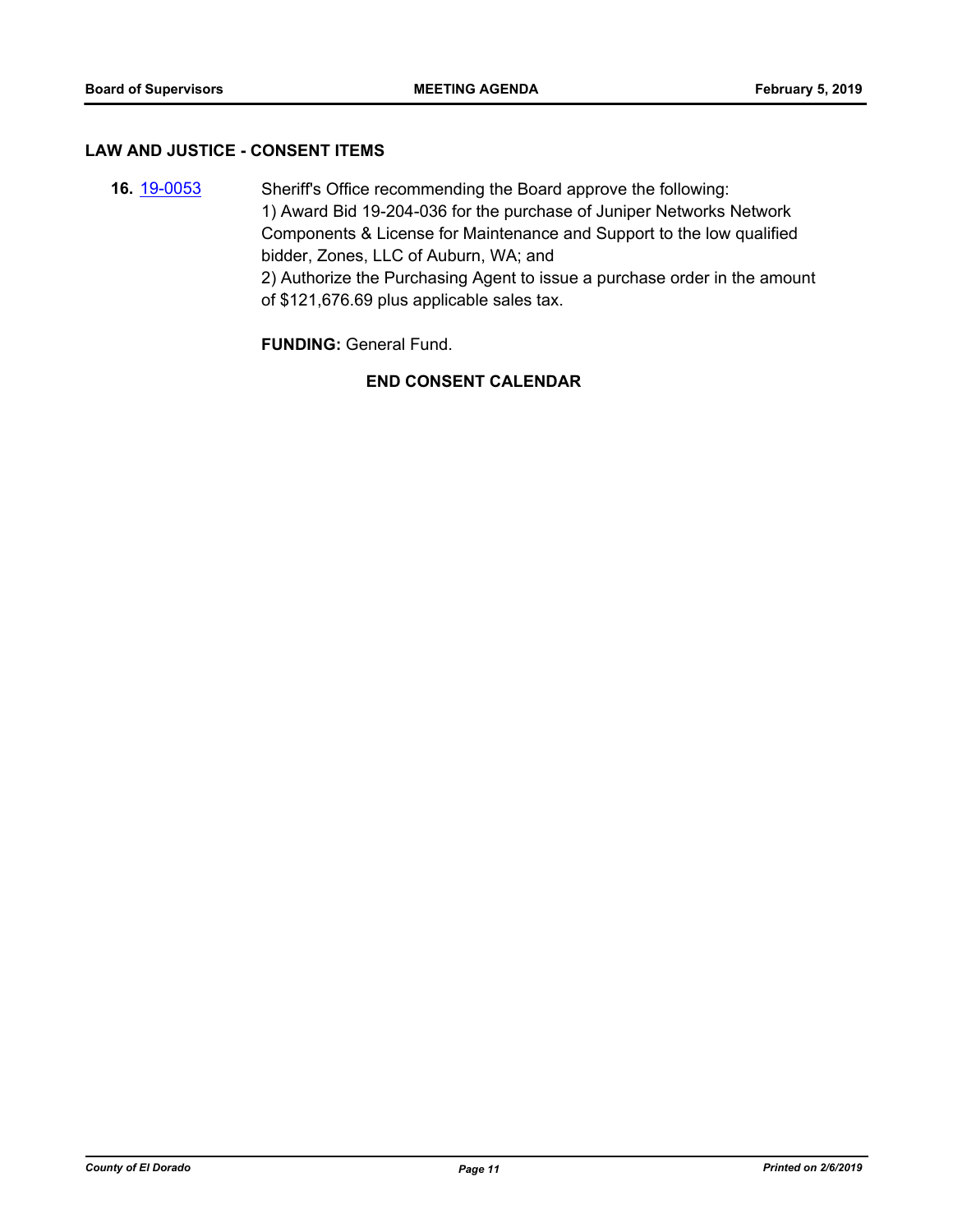## LAW AND JUSTICE - CONSENT ITEMS

**16.** [19-0053](19-0053) Sheriff's Office recommending the Board approve the following:
1) Award Bid 19-204-036 for the purchase of Juniper Networks Network Components & License for Maintenance and Support to the low qualified bidder, Zones, LLC of Auburn, WA; and
2) Authorize the Purchasing Agent to issue a purchase order in the amount of $121,676.69 plus applicable sales tax.

**FUNDING:** General Fund.

**END CONSENT CALENDAR**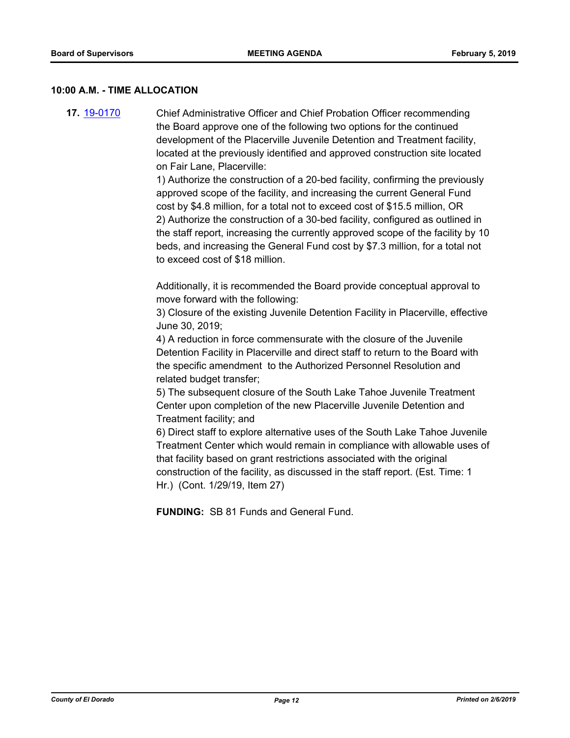**10:00 A.M. - TIME ALLOCATION**

**17.** 19-0170 Chief Administrative Officer and Chief Probation Officer recommending the Board approve one of the following two options for the continued development of the Placerville Juvenile Detention and Treatment facility, located at the previously identified and approved construction site located on Fair Lane, Placerville:

1) Authorize the construction of a 20-bed facility, confirming the previously approved scope of the facility, and increasing the current General Fund cost by $4.8 million, for a total not to exceed cost of $15.5 million, OR
2) Authorize the construction of a 30-bed facility, configured as outlined in the staff report, increasing the currently approved scope of the facility by 10 beds, and increasing the General Fund cost by $7.3 million, for a total not to exceed cost of $18 million.

Additionally, it is recommended the Board provide conceptual approval to move forward with the following:

3) Closure of the existing Juvenile Detention Facility in Placerville, effective June 30, 2019;
4) A reduction in force commensurate with the closure of the Juvenile Detention Facility in Placerville and direct staff to return to the Board with the specific amendment to the Authorized Personnel Resolution and related budget transfer;
5) The subsequent closure of the South Lake Tahoe Juvenile Treatment Center upon completion of the new Placerville Juvenile Detention and Treatment facility; and
6) Direct staff to explore alternative uses of the South Lake Tahoe Juvenile Treatment Center which would remain in compliance with allowable uses of that facility based on grant restrictions associated with the original construction of the facility, as discussed in the staff report. (Est. Time: 1 Hr.) (Cont. 1/29/19, Item 27)

**FUNDING:** SB 81 Funds and General Fund.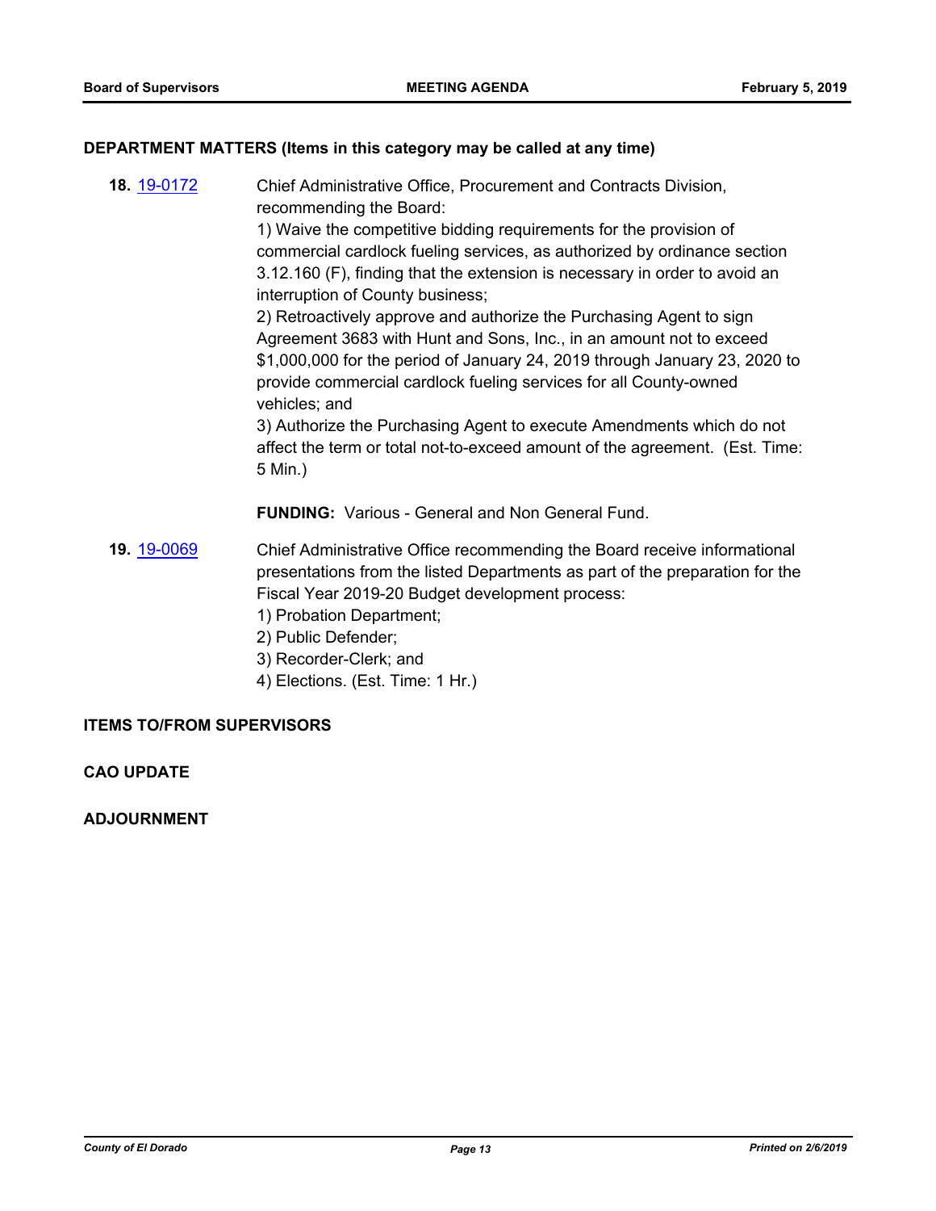## DEPARTMENT MATTERS (Items in this category may be called at any time)

**18.** 19-0172

Chief Administrative Office, Procurement and Contracts Division, recommending the Board:
1) Waive the competitive bidding requirements for the provision of commercial cardlock fueling services, as authorized by ordinance section 3.12.160 (F), finding that the extension is necessary in order to avoid an interruption of County business;
2) Retroactively approve and authorize the Purchasing Agent to sign Agreement 3683 with Hunt and Sons, Inc., in an amount not to exceed $1,000,000 for the period of January 24, 2019 through January 23, 2020 to provide commercial cardlock fueling services for all County-owned vehicles; and
3) Authorize the Purchasing Agent to execute Amendments which do not affect the term or total not-to-exceed amount of the agreement. (Est. Time: 5 Min.)

**FUNDING:** Various - General and Non General Fund.

**19.** 19-0069

Chief Administrative Office recommending the Board receive informational presentations from the listed Departments as part of the preparation for the Fiscal Year 2019-20 Budget development process:
1) Probation Department;
2) Public Defender;
3) Recorder-Clerk; and
4) Elections. (Est. Time: 1 Hr.)

## ITEMS TO/FROM SUPERVISORS

## CAO UPDATE

## ADJOURNMENT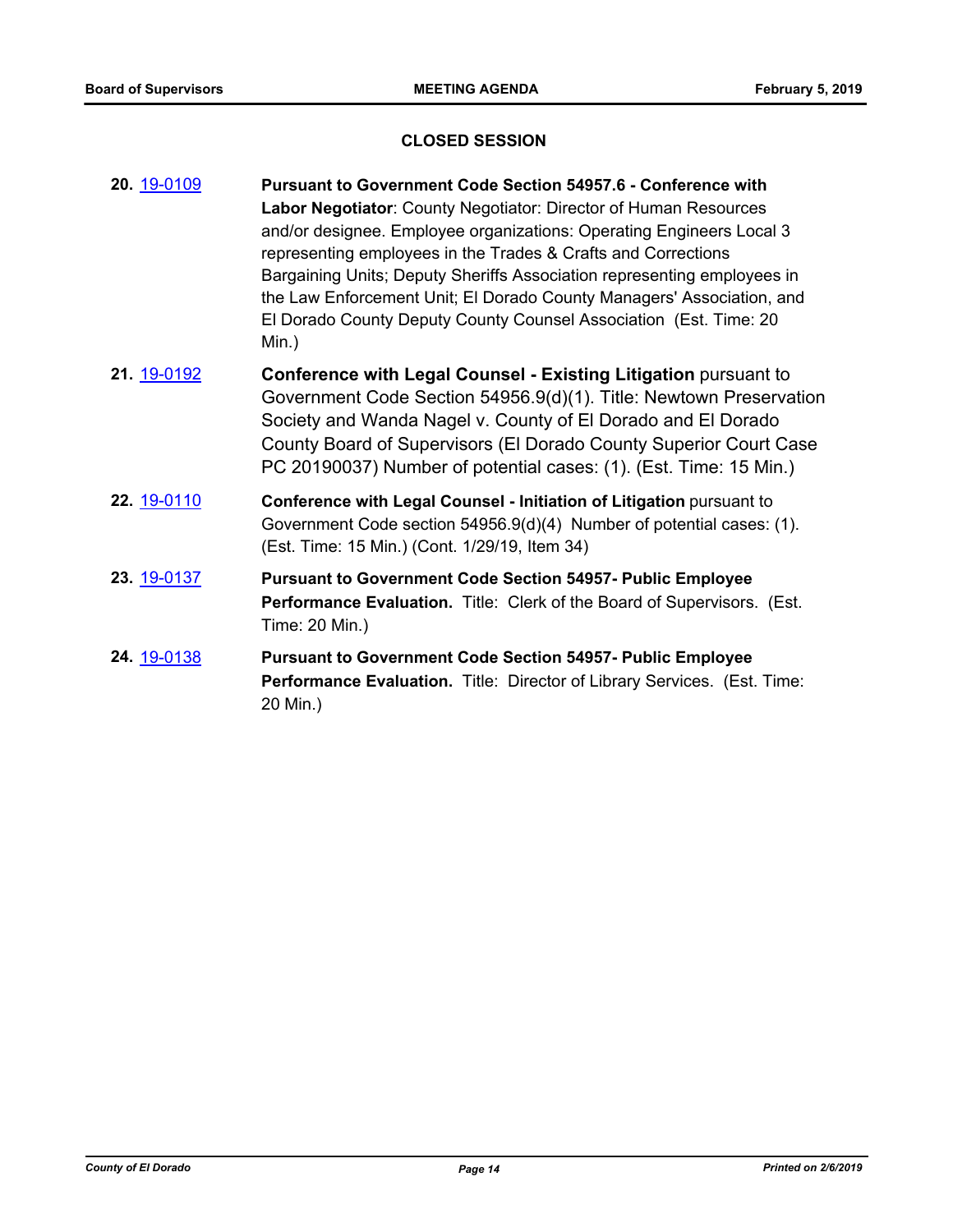## CLOSED SESSION

**20.** 19-0109 **Pursuant to Government Code Section 54957.6 - Conference with Labor Negotiator**: County Negotiator: Director of Human Resources and/or designee. Employee organizations: Operating Engineers Local 3 representing employees in the Trades & Crafts and Corrections Bargaining Units; Deputy Sheriffs Association representing employees in the Law Enforcement Unit; El Dorado County Managers' Association, and El Dorado County Deputy County Counsel Association (Est. Time: 20 Min.)

**21.** 19-0192 **Conference with Legal Counsel - Existing Litigation** pursuant to Government Code Section 54956.9(d)(1). Title: Newtown Preservation Society and Wanda Nagel v. County of El Dorado and El Dorado County Board of Supervisors (El Dorado County Superior Court Case PC 20190037) Number of potential cases: (1). (Est. Time: 15 Min.)

**22.** 19-0110 **Conference with Legal Counsel - Initiation of Litigation** pursuant to Government Code section 54956.9(d)(4) Number of potential cases: (1). (Est. Time: 15 Min.) (Cont. 1/29/19, Item 34)

**23.** 19-0137 **Pursuant to Government Code Section 54957- Public Employee Performance Evaluation.** Title: Clerk of the Board of Supervisors. (Est. Time: 20 Min.)

**24.** 19-0138 **Pursuant to Government Code Section 54957- Public Employee Performance Evaluation.** Title: Director of Library Services. (Est. Time: 20 Min.)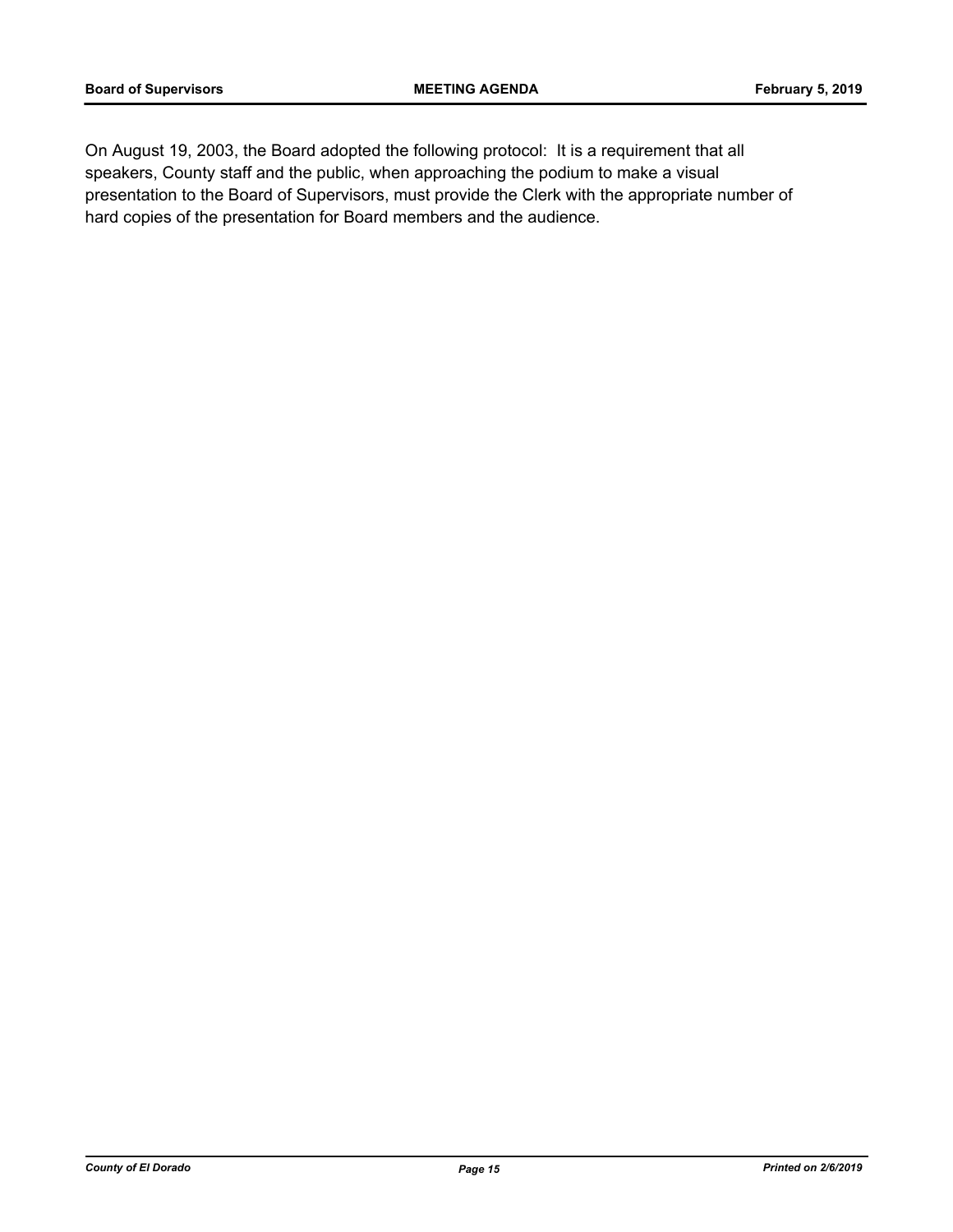On August 19, 2003, the Board adopted the following protocol: It is a requirement that all speakers, County staff and the public, when approaching the podium to make a visual presentation to the Board of Supervisors, must provide the Clerk with the appropriate number of hard copies of the presentation for Board members and the audience.